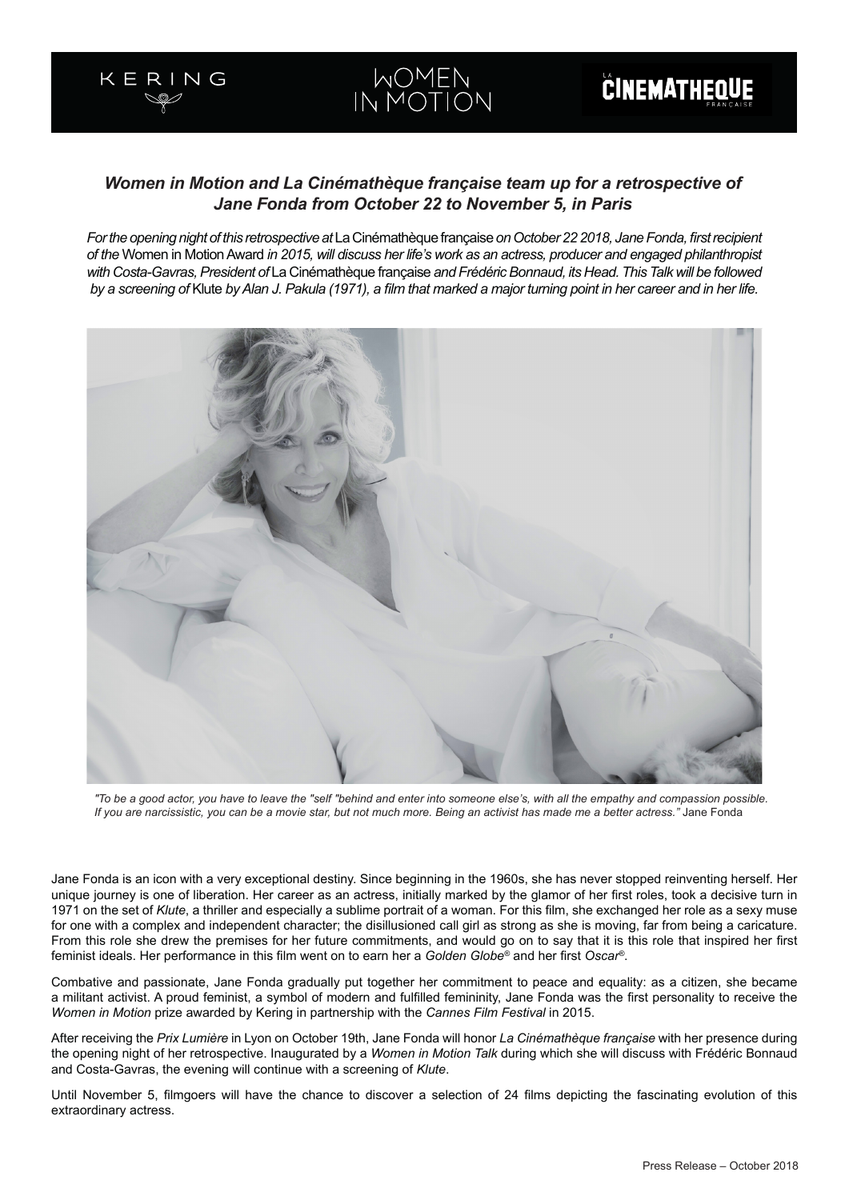KERING — WOMEN IN MOTION — LA CINÉMATHÈQUE FRANÇAISE

### *Women in Motion and La Cinémathèque française team up for a retrospective of Jane Fonda from October 22 to November 5, in Paris*

*For the opening night of this retrospective at* La Cinémathèque française *on October 22 2018, Jane Fonda, first recipient of the* Women in Motion Award *in 2015, will discuss her life's work as an actress, producer and engaged philanthropist with Costa-Gavras, President of* La Cinémathèque française *and Frédéric Bonnaud, its Head. This Talk will be followed by a screening of* Klute *by Alan J. Pakula (1971), a film that marked a major turning point in her career and in her life.*

*"To be a good actor, you have to leave the "self "behind and enter into someone else's, with all the empathy and compassion possible. If you are narcissistic, you can be a movie star, but not much more. Being an activist has made me a better actress."* Jane Fonda

Jane Fonda is an icon with a very exceptional destiny. Since beginning in the 1960s, she has never stopped reinventing herself. Her unique journey is one of liberation. Her career as an actress, initially marked by the glamor of her first roles, took a decisive turn in 1971 on the set of *Klute*, a thriller and especially a sublime portrait of a woman. For this film, she exchanged her role as a sexy muse for one with a complex and independent character; the disillusioned call girl as strong as she is moving, far from being a caricature. From this role she drew the premises for her future commitments, and would go on to say that it is this role that inspired her first feminist ideals. Her performance in this film went on to earn her a *Golden Globe®* and her first *Oscar®*.

Combative and passionate, Jane Fonda gradually put together her commitment to peace and equality: as a citizen, she became a militant activist. A proud feminist, a symbol of modern and fulfilled femininity, Jane Fonda was the first personality to receive the *Women in Motion* prize awarded by Kering in partnership with the *Cannes Film Festival* in 2015.

After receiving the *Prix Lumière* in Lyon on October 19th, Jane Fonda will honor *La Cinémathèque française* with her presence during the opening night of her retrospective. Inaugurated by a *Women in Motion Talk* during which she will discuss with Frédéric Bonnaud and Costa-Gavras, the evening will continue with a screening of *Klute*.

Until November 5, filmgoers will have the chance to discover a selection of 24 films depicting the fascinating evolution of this extraordinary actress.

Press Release – October 2018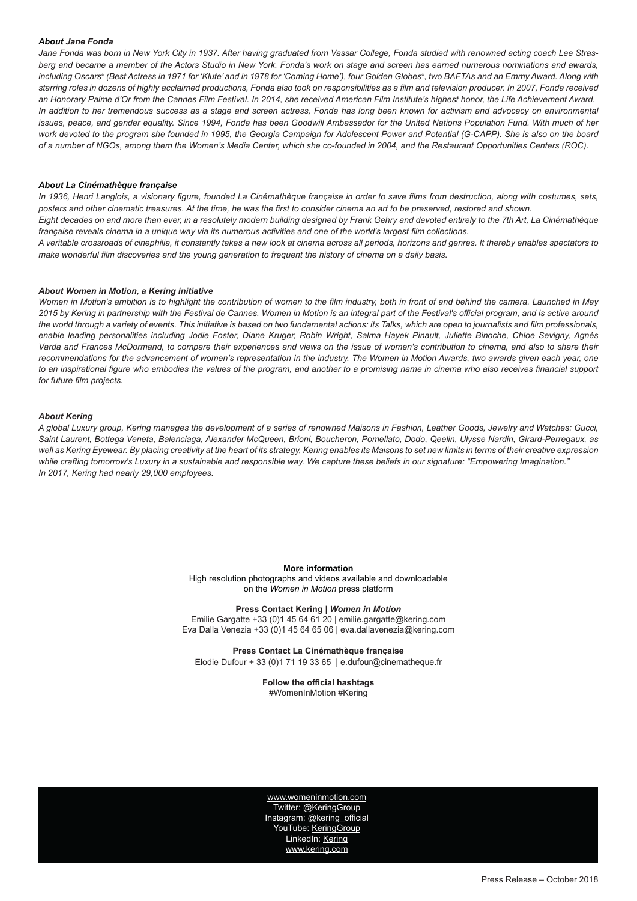### *About Jane Fonda*

*Jane Fonda was born in New York City in 1937. After having graduated from Vassar College, Fonda studied with renowned acting coach Lee Strasberg and became a member of the Actors Studio in New York. Fonda's work on stage and screen has earned numerous nominations and awards, including Oscars® (Best Actress in 1971 for 'Klute' and in 1978 for 'Coming Home'), four Golden Globes®, two BAFTAs and an Emmy Award. Along with starring roles in dozens of highly acclaimed productions, Fonda also took on responsibilities as a film and television producer. In 2007, Fonda received an Honorary Palme d'Or from the Cannes Film Festival. In 2014, she received American Film Institute's highest honor, the Life Achievement Award.*

*In addition to her tremendous success as a stage and screen actress, Fonda has long been known for activism and advocacy on environmental issues, peace, and gender equality. Since 1994, Fonda has been Goodwill Ambassador for the United Nations Population Fund. With much of her work devoted to the program she founded in 1995, the Georgia Campaign for Adolescent Power and Potential (G-CAPP). She is also on the board of a number of NGOs, among them the Women's Media Center, which she co-founded in 2004, and the Restaurant Opportunities Centers (ROC).*

### *About La Cinémathèque française*

*In 1936, Henri Langlois, a visionary figure, founded La Cinémathèque française in order to save films from destruction, along with costumes, sets, posters and other cinematic treasures. At the time, he was the first to consider cinema an art to be preserved, restored and shown.*

*Eight decades on and more than ever, in a resolutely modern building designed by Frank Gehry and devoted entirely to the 7th Art, La Cinémathèque française reveals cinema in a unique way via its numerous activities and one of the world's largest film collections.*

*A veritable crossroads of cinephilia, it constantly takes a new look at cinema across all periods, horizons and genres. It thereby enables spectators to make wonderful film discoveries and the young generation to frequent the history of cinema on a daily basis.*

### *About Women in Motion, a Kering initiative*

*Women in Motion's ambition is to highlight the contribution of women to the film industry, both in front of and behind the camera. Launched in May 2015 by Kering in partnership with the Festival de Cannes, Women in Motion is an integral part of the Festival's official program, and is active around the world through a variety of events. This initiative is based on two fundamental actions: its Talks, which are open to journalists and film professionals, enable leading personalities including Jodie Foster, Diane Kruger, Robin Wright, Salma Hayek Pinault, Juliette Binoche, Chloe Sevigny, Agnès Varda and Frances McDormand, to compare their experiences and views on the issue of women's contribution to cinema, and also to share their recommendations for the advancement of women's representation in the industry. The Women in Motion Awards, two awards given each year, one to an inspirational figure who embodies the values of the program, and another to a promising name in cinema who also receives financial support for future film projects.*

### *About Kering*

*A global Luxury group, Kering manages the development of a series of renowned Maisons in Fashion, Leather Goods, Jewelry and Watches: Gucci, Saint Laurent, Bottega Veneta, Balenciaga, Alexander McQueen, Brioni, Boucheron, Pomellato, Dodo, Qeelin, Ulysse Nardin, Girard-Perregaux, as well as Kering Eyewear. By placing creativity at the heart of its strategy, Kering enables its Maisons to set new limits in terms of their creative expression while crafting tomorrow's Luxury in a sustainable and responsible way. We capture these beliefs in our signature: "Empowering Imagination."*
*In 2017, Kering had nearly 29,000 employees.*

**More information**
High resolution photographs and videos available and downloadable on the *Women in Motion* press platform

**Press Contact Kering | *Women in Motion***
Emilie Gargatte +33 (0)1 45 64 61 20 | emilie.gargatte@kering.com
Eva Dalla Venezia +33 (0)1 45 64 65 06 | eva.dallavenezia@kering.com

**Press Contact La Cinémathèque française**
Elodie Dufour + 33 (0)1 71 19 33 65 | e.dufour@cinematheque.fr

**Follow the official hashtags**
#WomenInMotion #Kering

www.womeninmotion.com
Twitter: @KeringGroup
Instagram: @kering_official
YouTube: KeringGroup
LinkedIn: Kering
www.kering.com

Press Release – October 2018